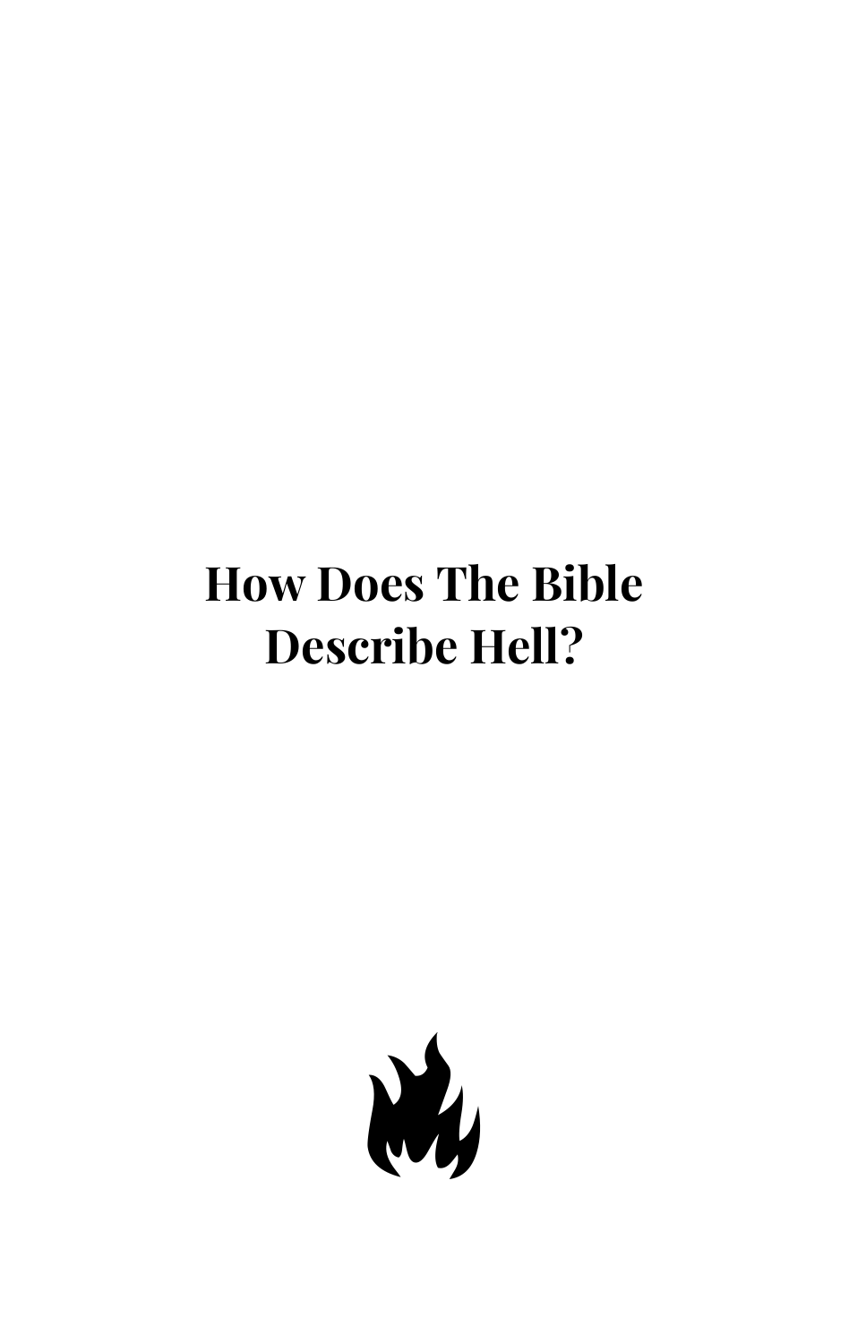# How Does The Bible Describe Hell?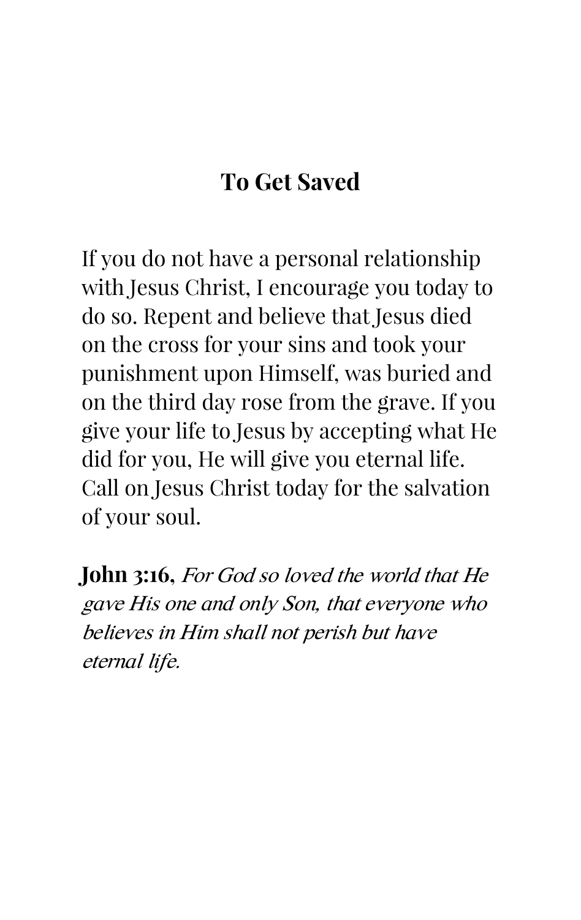## To Get Saved

If you do not have a personal relationship with Jesus Christ, I encourage you today to do so. Repent and believe that Jesus died on the cross for your sins and took your punishment upon Himself, was buried and on the third day rose from the grave. If you give your life to Jesus by accepting what He did for you, He will give you eternal life. Call on Jesus Christ today for the salvation of your soul.

**John 3:16**, *For God so loved the world that He gave His one and only Son, that everyone who believes in Him shall not perish but have eternal life.*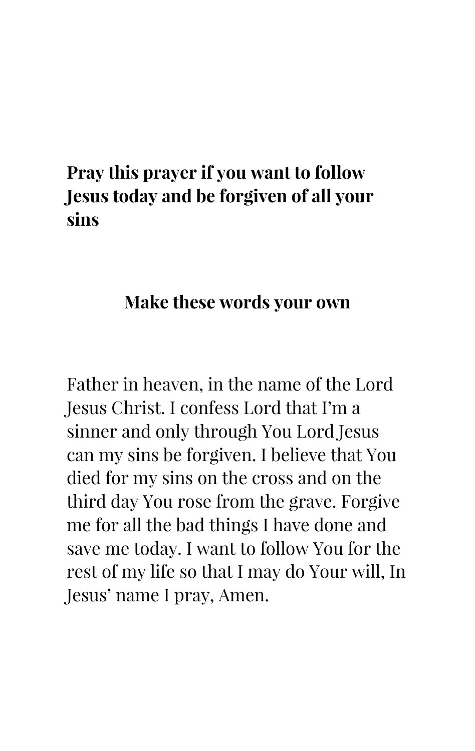**Pray this prayer if you want to follow Jesus today and be forgiven of all your sins**

**Make these words your own**

Father in heaven, in the name of the Lord Jesus Christ. I confess Lord that I'm a sinner and only through You Lord Jesus can my sins be forgiven. I believe that You died for my sins on the cross and on the third day You rose from the grave. Forgive me for all the bad things I have done and save me today. I want to follow You for the rest of my life so that I may do Your will, In Jesus' name I pray, Amen.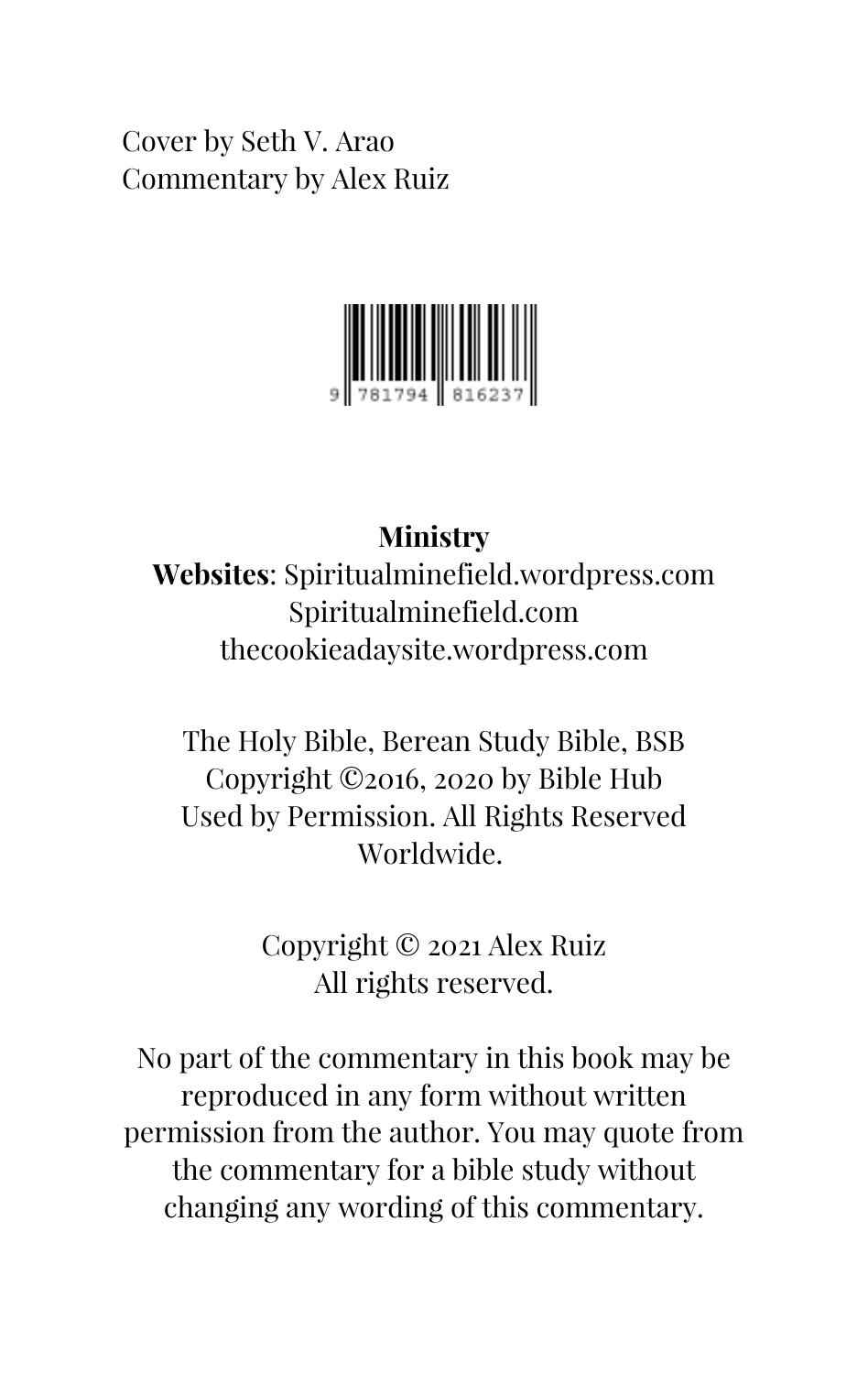Cover by Seth V. Arao
Commentary by Alex Ruiz

9 781794 816237

**Ministry**
**Websites**: Spiritualminefield.wordpress.com
Spiritualminefield.com
thecookieadaysite.wordpress.com

The Holy Bible, Berean Study Bible, BSB
Copyright ©2016, 2020 by Bible Hub
Used by Permission. All Rights Reserved Worldwide.

Copyright © 2021 Alex Ruiz
All rights reserved.

No part of the commentary in this book may be reproduced in any form without written permission from the author. You may quote from the commentary for a bible study without changing any wording of this commentary.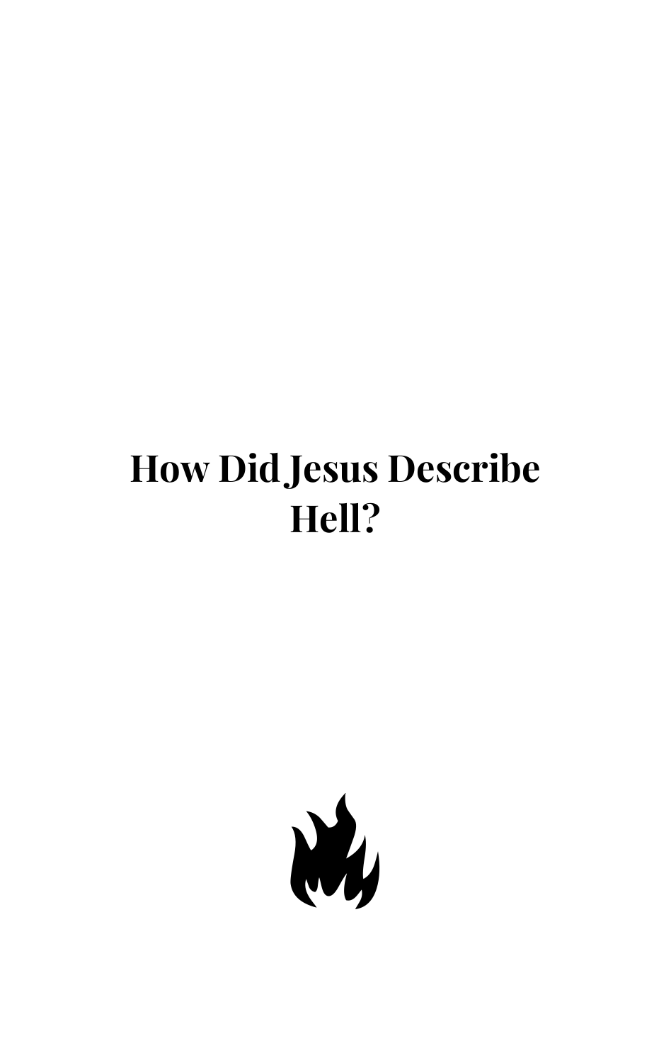# How Did Jesus Describe Hell?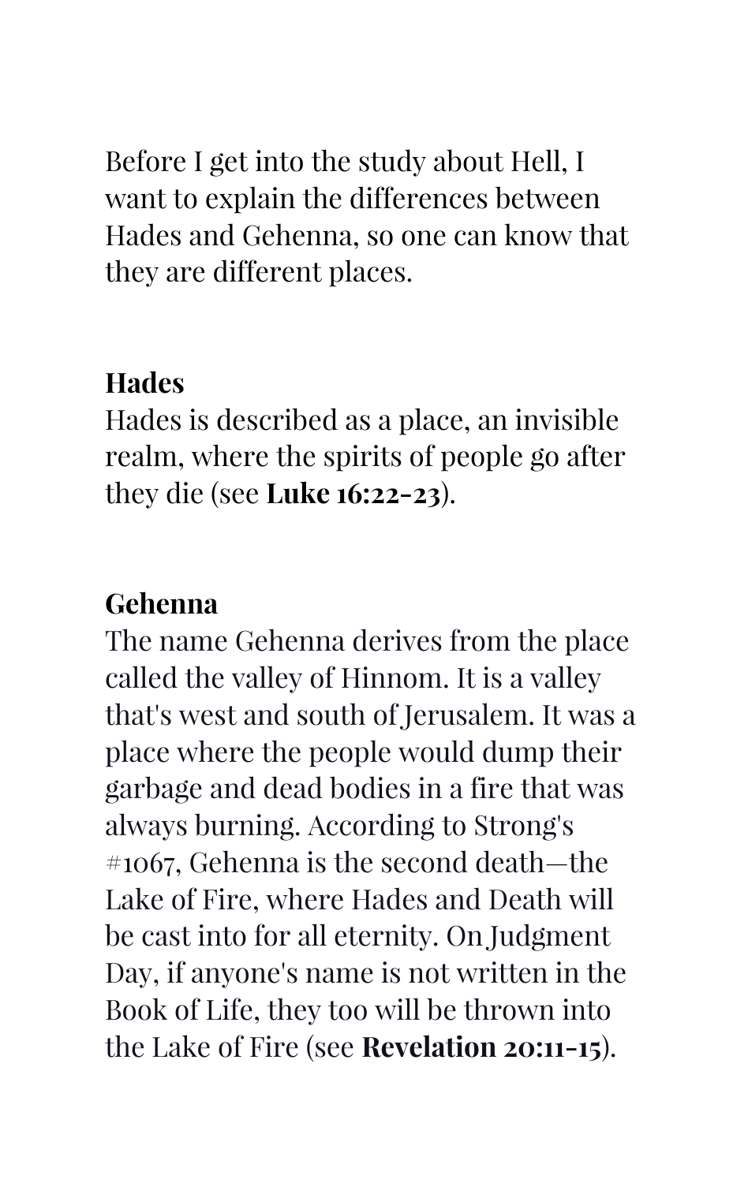Before I get into the study about Hell, I want to explain the differences between Hades and Gehenna, so one can know that they are different places.

**Hades**

Hades is described as a place, an invisible realm, where the spirits of people go after they die (see **Luke 16:22-23**).

**Gehenna**

The name Gehenna derives from the place called the valley of Hinnom. It is a valley that's west and south of Jerusalem. It was a place where the people would dump their garbage and dead bodies in a fire that was always burning. According to Strong's #1067, Gehenna is the second death—the Lake of Fire, where Hades and Death will be cast into for all eternity. On Judgment Day, if anyone's name is not written in the Book of Life, they too will be thrown into the Lake of Fire (see **Revelation 20:11-15**).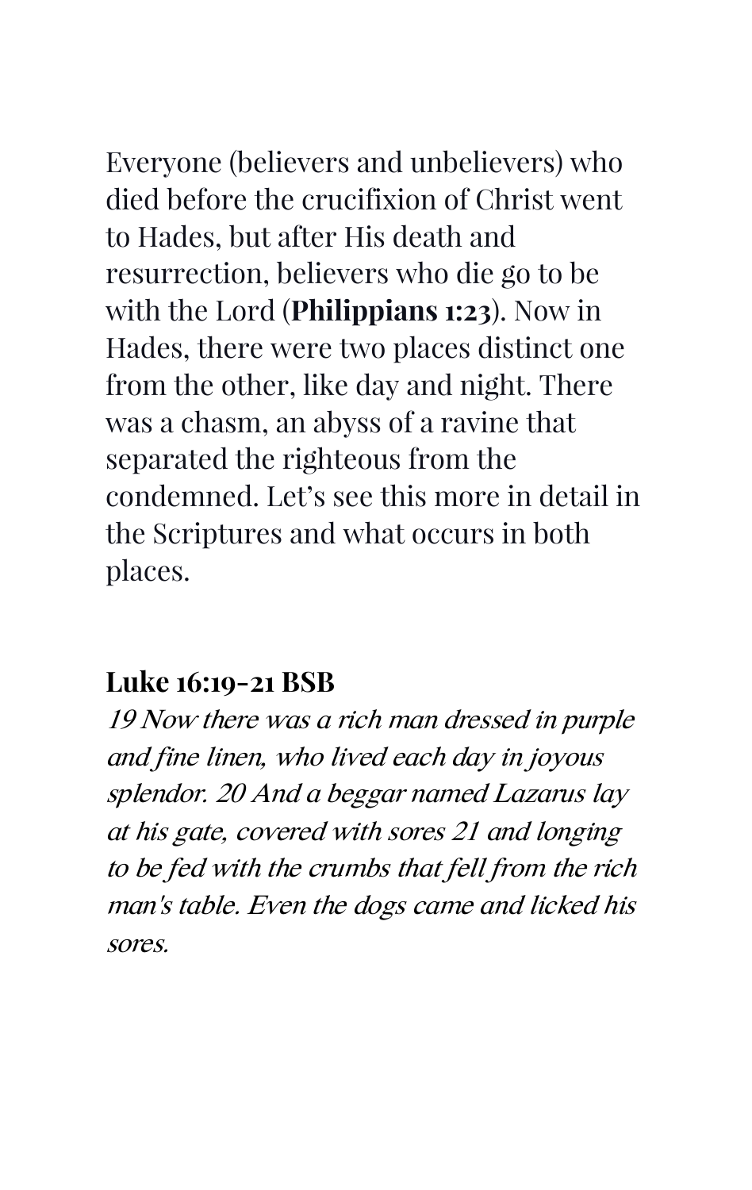Everyone (believers and unbelievers) who died before the crucifixion of Christ went to Hades, but after His death and resurrection, believers who die go to be with the Lord (**Philippians 1:23**). Now in Hades, there were two places distinct one from the other, like day and night. There was a chasm, an abyss of a ravine that separated the righteous from the condemned. Let's see this more in detail in the Scriptures and what occurs in both places.

**Luke 16:19-21 BSB**

*19 Now there was a rich man dressed in purple and fine linen, who lived each day in joyous splendor. 20 And a beggar named Lazarus lay at his gate, covered with sores 21 and longing to be fed with the crumbs that fell from the rich man's table. Even the dogs came and licked his sores.*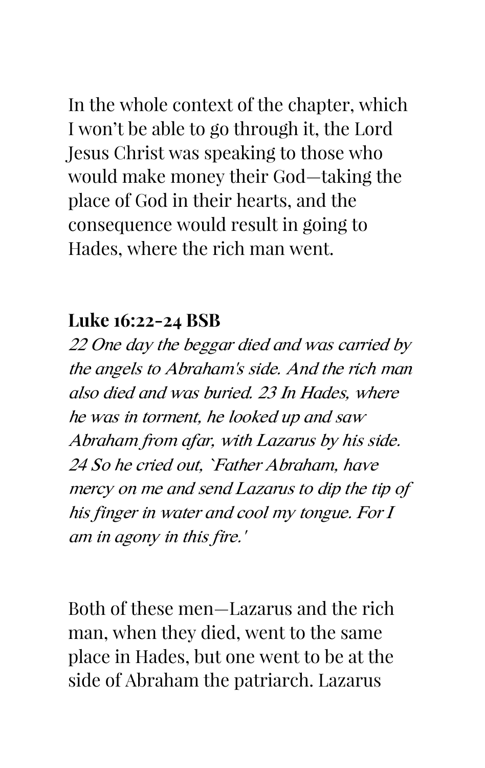In the whole context of the chapter, which I won't be able to go through it, the Lord Jesus Christ was speaking to those who would make money their God—taking the place of God in their hearts, and the consequence would result in going to Hades, where the rich man went.

**Luke 16:22-24 BSB**

*22 One day the beggar died and was carried by the angels to Abraham's side. And the rich man also died and was buried. 23 In Hades, where he was in torment, he looked up and saw Abraham from afar, with Lazarus by his side. 24 So he cried out, `Father Abraham, have mercy on me and send Lazarus to dip the tip of his finger in water and cool my tongue. For I am in agony in this fire.'*

Both of these men—Lazarus and the rich man, when they died, went to the same place in Hades, but one went to be at the side of Abraham the patriarch. Lazarus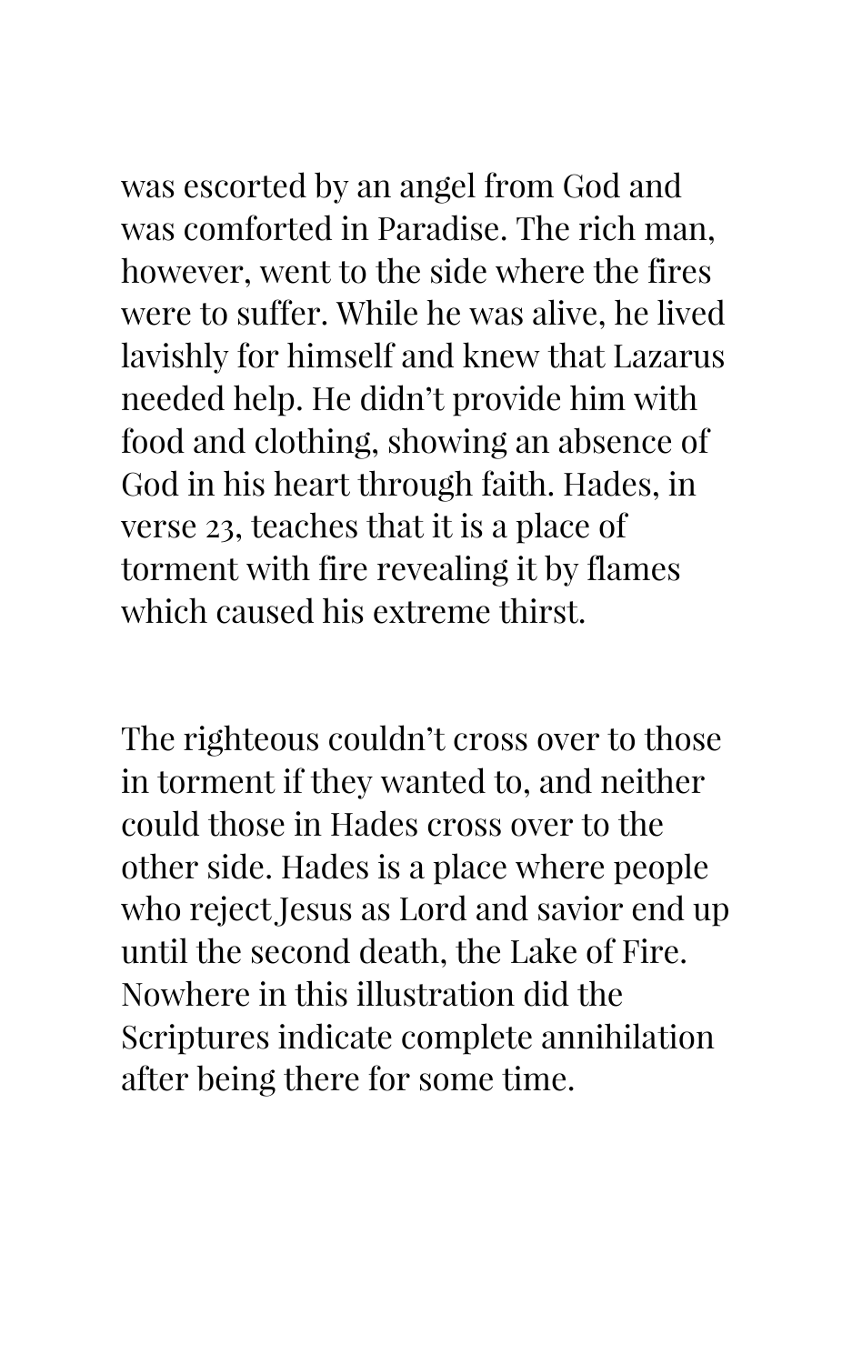was escorted by an angel from God and was comforted in Paradise. The rich man, however, went to the side where the fires were to suffer. While he was alive, he lived lavishly for himself and knew that Lazarus needed help. He didn't provide him with food and clothing, showing an absence of God in his heart through faith. Hades, in verse 23, teaches that it is a place of torment with fire revealing it by flames which caused his extreme thirst.

The righteous couldn't cross over to those in torment if they wanted to, and neither could those in Hades cross over to the other side. Hades is a place where people who reject Jesus as Lord and savior end up until the second death, the Lake of Fire. Nowhere in this illustration did the Scriptures indicate complete annihilation after being there for some time.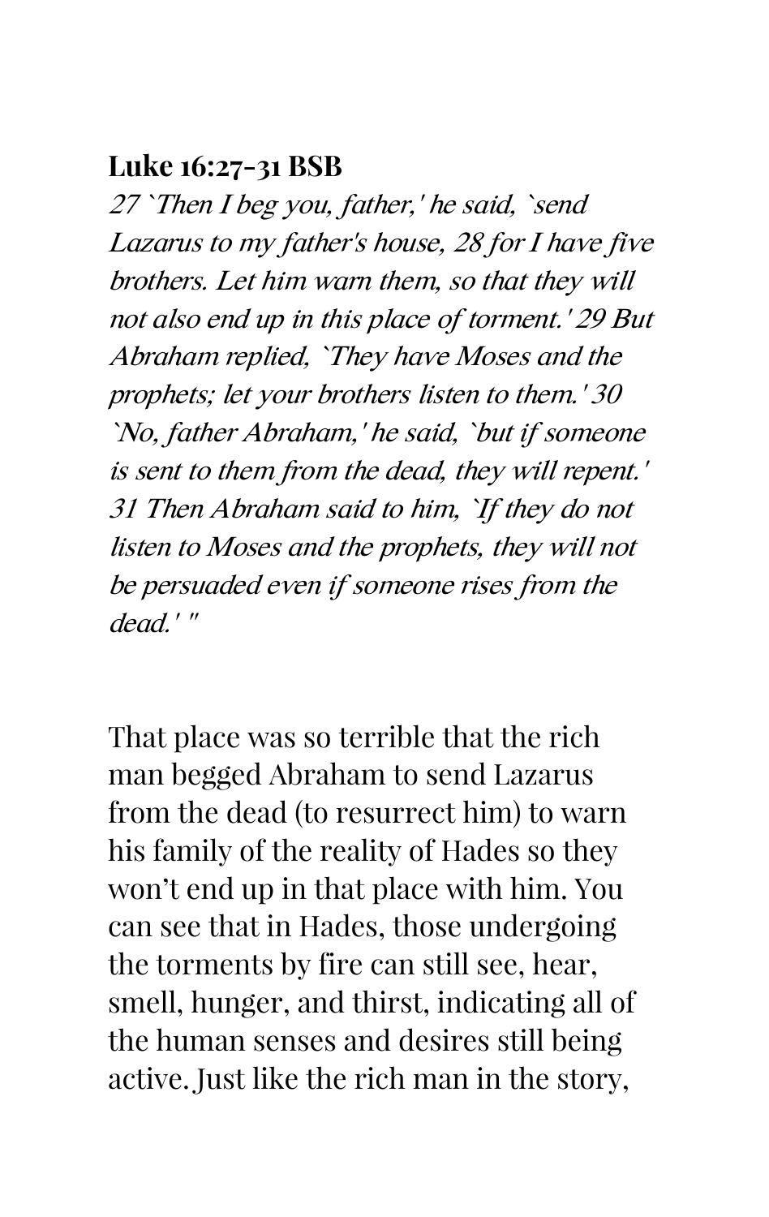**Luke 16:27-31 BSB**

*27 `Then I beg you, father,' he said, `send Lazarus to my father's house, 28 for I have five brothers. Let him warn them, so that they will not also end up in this place of torment.' 29 But Abraham replied, `They have Moses and the prophets; let your brothers listen to them.' 30 `No, father Abraham,' he said, `but if someone is sent to them from the dead, they will repent.' 31 Then Abraham said to him, `If they do not listen to Moses and the prophets, they will not be persuaded even if someone rises from the dead.' "*

That place was so terrible that the rich man begged Abraham to send Lazarus from the dead (to resurrect him) to warn his family of the reality of Hades so they won't end up in that place with him. You can see that in Hades, those undergoing the torments by fire can still see, hear, smell, hunger, and thirst, indicating all of the human senses and desires still being active. Just like the rich man in the story,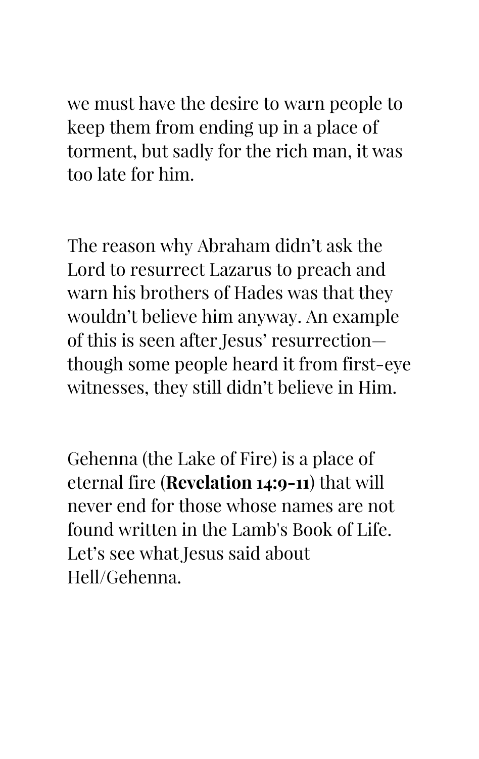we must have the desire to warn people to keep them from ending up in a place of torment, but sadly for the rich man, it was too late for him.

The reason why Abraham didn't ask the Lord to resurrect Lazarus to preach and warn his brothers of Hades was that they wouldn't believe him anyway. An example of this is seen after Jesus' resurrection—though some people heard it from first-eye witnesses, they still didn't believe in Him.

Gehenna (the Lake of Fire) is a place of eternal fire (**Revelation 14:9-11**) that will never end for those whose names are not found written in the Lamb's Book of Life. Let's see what Jesus said about Hell/Gehenna.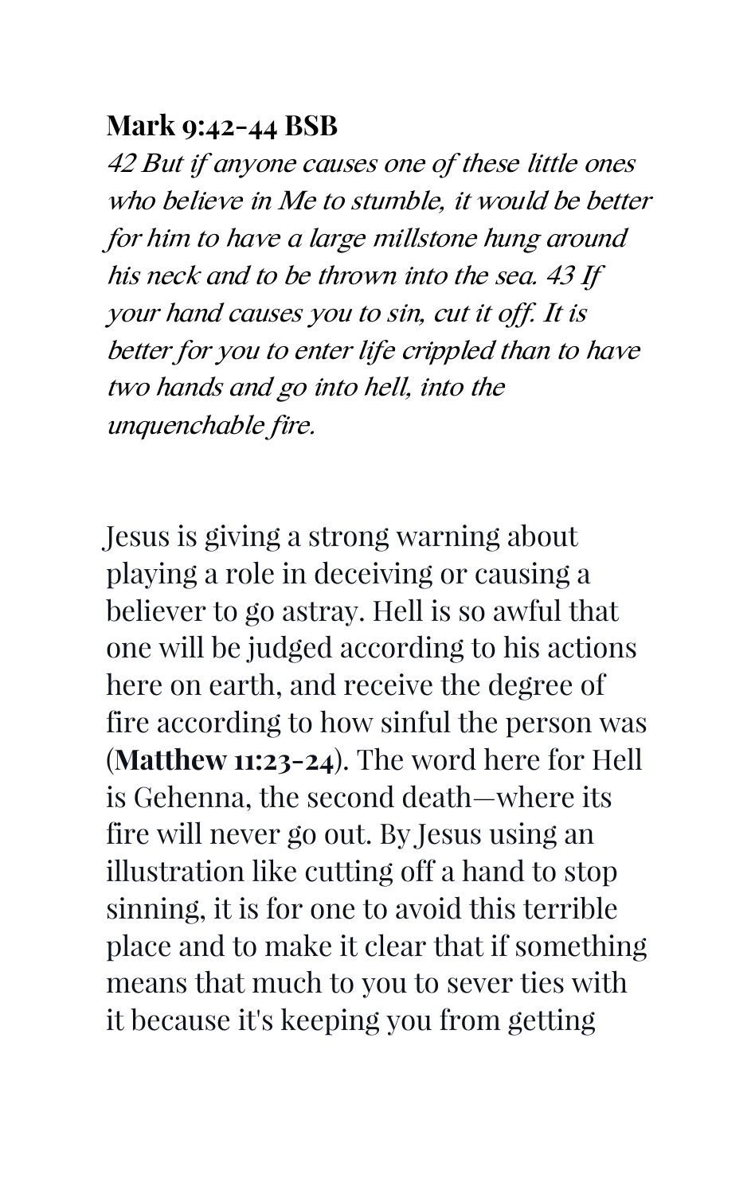**Mark 9:42-44 BSB**

*42 But if anyone causes one of these little ones who believe in Me to stumble, it would be better for him to have a large millstone hung around his neck and to be thrown into the sea. 43 If your hand causes you to sin, cut it off. It is better for you to enter life crippled than to have two hands and go into hell, into the unquenchable fire.*

Jesus is giving a strong warning about playing a role in deceiving or causing a believer to go astray. Hell is so awful that one will be judged according to his actions here on earth, and receive the degree of fire according to how sinful the person was (**Matthew 11:23-24**). The word here for Hell is Gehenna, the second death—where its fire will never go out. By Jesus using an illustration like cutting off a hand to stop sinning, it is for one to avoid this terrible place and to make it clear that if something means that much to you to sever ties with it because it's keeping you from getting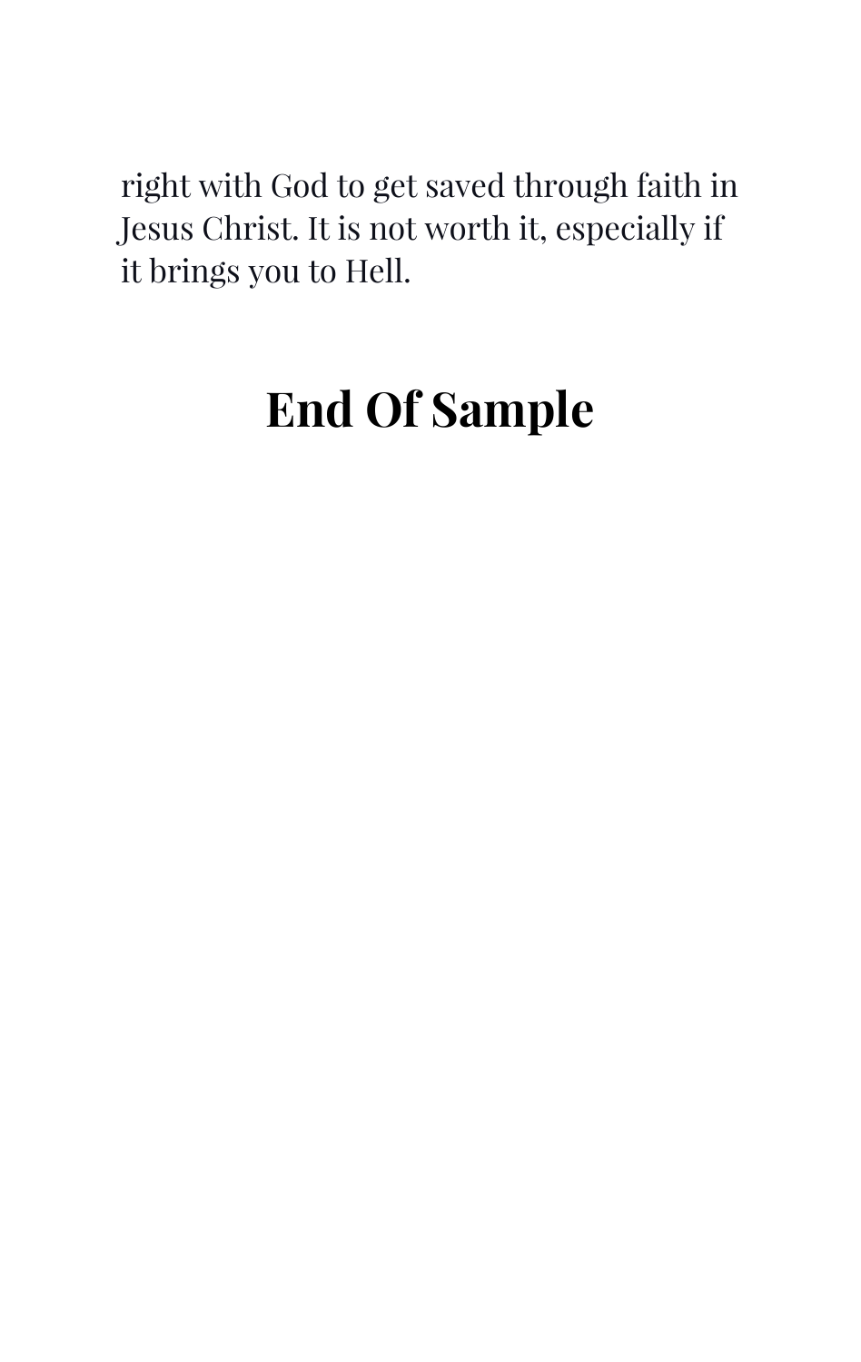right with God to get saved through faith in Jesus Christ. It is not worth it, especially if it brings you to Hell.

# End Of Sample